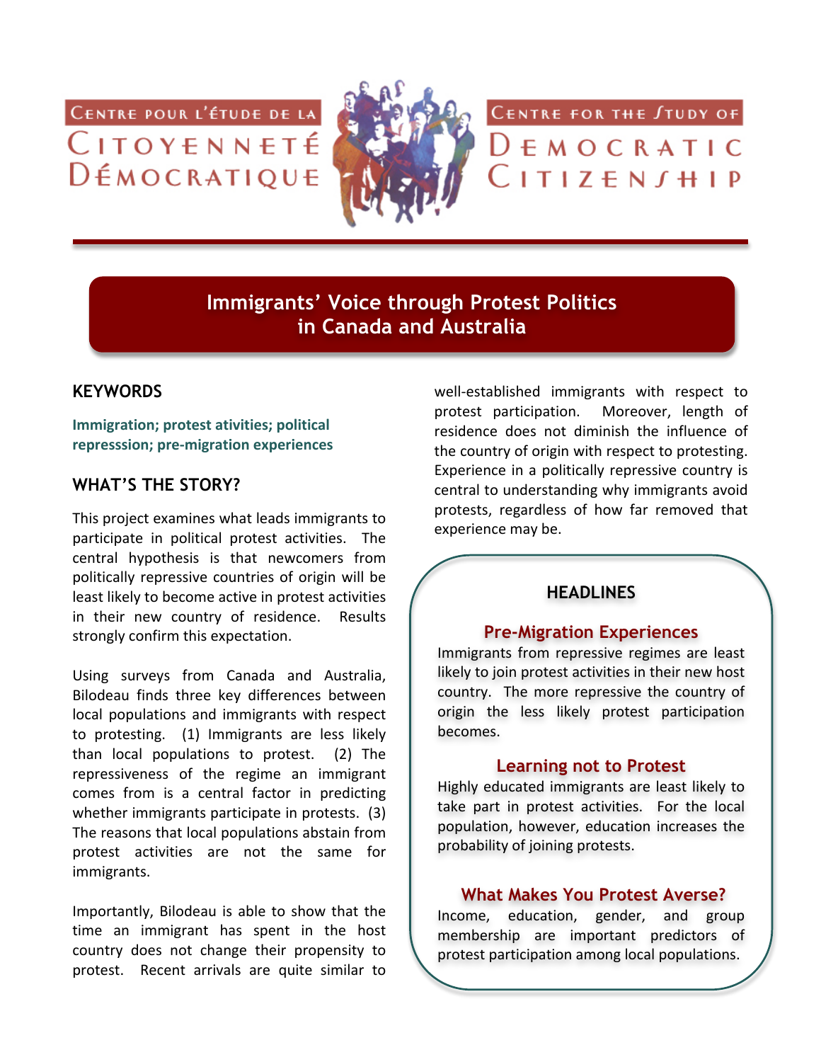Centre pour l'étude de la Citoyenneté Démocratique

Centre for the Study of Democratic Citizenship

# Immigrants' Voice through Protest Politics in Canada and Australia

## KEYWORDS

**Immigration; protest ativities; political represssion; pre-migration experiences**

## WHAT'S THE STORY?

This project examines what leads immigrants to participate in political protest activities. The central hypothesis is that newcomers from politically repressive countries of origin will be least likely to become active in protest activities in their new country of residence. Results strongly confirm this expectation.

Using surveys from Canada and Australia, Bilodeau finds three key differences between local populations and immigrants with respect to protesting. (1) Immigrants are less likely than local populations to protest. (2) The repressiveness of the regime an immigrant comes from is a central factor in predicting whether immigrants participate in protests. (3) The reasons that local populations abstain from protest activities are not the same for immigrants.

Importantly, Bilodeau is able to show that the time an immigrant has spent in the host country does not change their propensity to protest. Recent arrivals are quite similar to well-established immigrants with respect to protest participation. Moreover, length of residence does not diminish the influence of the country of origin with respect to protesting. Experience in a politically repressive country is central to understanding why immigrants avoid protests, regardless of how far removed that experience may be.

## HEADLINES

### Pre-Migration Experiences

Immigrants from repressive regimes are least likely to join protest activities in their new host country. The more repressive the country of origin the less likely protest participation becomes.

### Learning not to Protest

Highly educated immigrants are least likely to take part in protest activities. For the local population, however, education increases the probability of joining protests.

### What Makes You Protest Averse?

Income, education, gender, and group membership are important predictors of protest participation among local populations.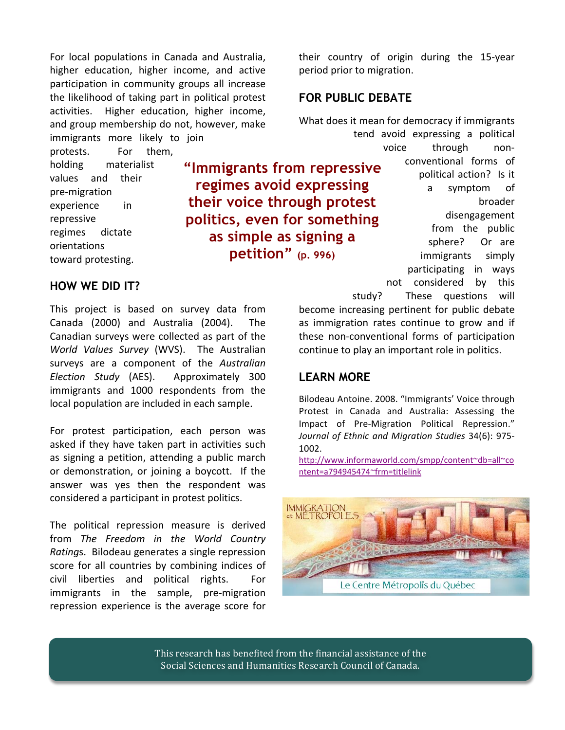For local populations in Canada and Australia, higher education, higher income, and active participation in community groups all increase the likelihood of taking part in political protest activities. Higher education, higher income, and group membership do not, however, make immigrants more likely to join protests. For them, holding materialist values and their pre-migration experience in repressive regimes dictate orientations toward protesting.

> **"Immigrants from repressive regimes avoid expressing their voice through protest politics, even for something as simple as signing a petition" (p. 996)**

## HOW WE DID IT?

This project is based on survey data from Canada (2000) and Australia (2004). The Canadian surveys were collected as part of the *World Values Survey* (WVS). The Australian surveys are a component of the *Australian Election Study* (AES). Approximately 300 immigrants and 1000 respondents from the local population are included in each sample.

For protest participation, each person was asked if they have taken part in activities such as signing a petition, attending a public march or demonstration, or joining a boycott. If the answer was yes then the respondent was considered a participant in protest politics.

The political repression measure is derived from *The Freedom in the World Country Rating*s. Bilodeau generates a single repression score for all countries by combining indices of civil liberties and political rights. For immigrants in the sample, pre-migration repression experience is the average score for their country of origin during the 15-year period prior to migration.

## FOR PUBLIC DEBATE

What does it mean for democracy if immigrants tend avoid expressing a political voice through non-conventional forms of political action? Is it a symptom of broader disengagement from the public sphere? Or are immigrants simply participating in ways not considered by this study? These questions will become increasing pertinent for public debate as immigration rates continue to grow and if these non-conventional forms of participation continue to play an important role in politics.

## LEARN MORE

Bilodeau Antoine. 2008. "Immigrants' Voice through Protest in Canada and Australia: Assessing the Impact of Pre-Migration Political Repression." *Journal of Ethnic and Migration Studies* 34(6): 975-1002.

http://www.informaworld.com/smpp/content~db=all~content=a794945474~frm=titlelink

IMMIGRATION et MÉTROPOLES

Le Centre Métropolis du Québec

This research has benefited from the financial assistance of the Social Sciences and Humanities Research Council of Canada.